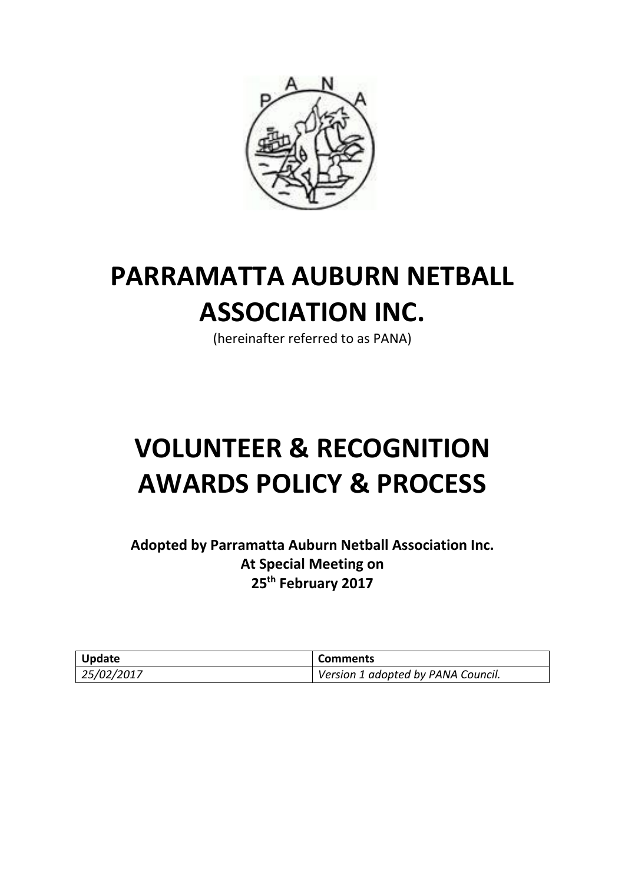# PARRAMATTA AUBURN NETBALL ASSOCIATION INC.

(hereinafter referred to as PANA)

# VOLUNTEER & RECOGNITION AWARDS POLICY & PROCESS

**Adopted by Parramatta Auburn Netball Association Inc.**
**At Special Meeting on**
**25th February 2017**

| Update | Comments |
|---|---|
| *25/02/2017* | *Version 1 adopted by PANA Council.* |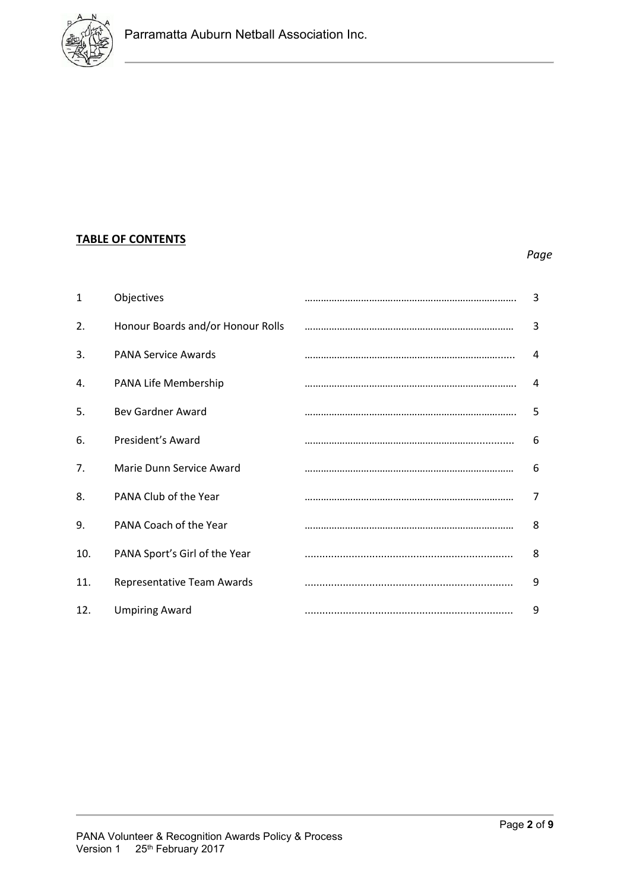**TABLE OF CONTENTS**

| | | *Page* |
|---|---|---|
| 1 | Objectives | 3 |
| 2. | Honour Boards and/or Honour Rolls | 3 |
| 3. | PANA Service Awards | 4 |
| 4. | PANA Life Membership | 4 |
| 5. | Bev Gardner Award | 5 |
| 6. | President's Award | 6 |
| 7. | Marie Dunn Service Award | 6 |
| 8. | PANA Club of the Year | 7 |
| 9. | PANA Coach of the Year | 8 |
| 10. | PANA Sport's Girl of the Year | 8 |
| 11. | Representative Team Awards | 9 |
| 12. | Umpiring Award | 9 |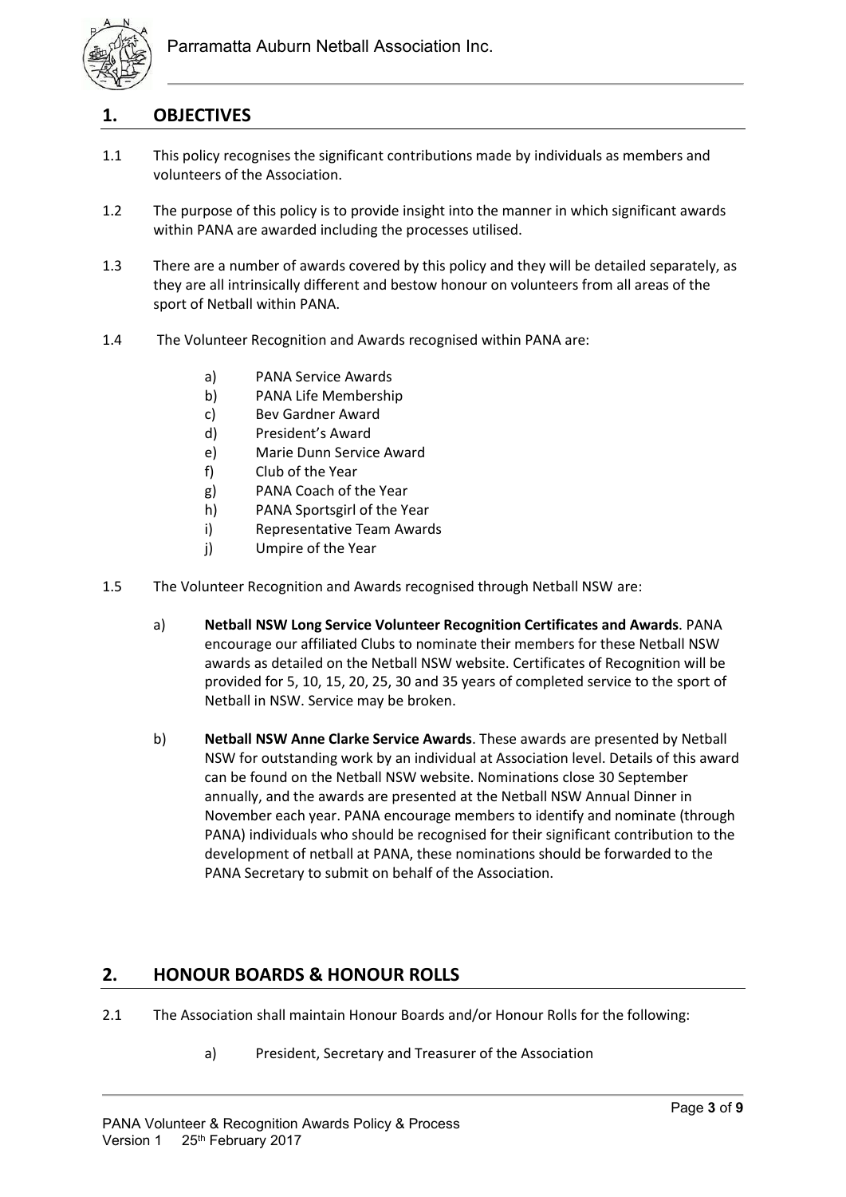## 1. OBJECTIVES

1.1 This policy recognises the significant contributions made by individuals as members and volunteers of the Association.

1.2 The purpose of this policy is to provide insight into the manner in which significant awards within PANA are awarded including the processes utilised.

1.3 There are a number of awards covered by this policy and they will be detailed separately, as they are all intrinsically different and bestow honour on volunteers from all areas of the sport of Netball within PANA.

1.4 The Volunteer Recognition and Awards recognised within PANA are:

- a) PANA Service Awards
- b) PANA Life Membership
- c) Bev Gardner Award
- d) President's Award
- e) Marie Dunn Service Award
- f) Club of the Year
- g) PANA Coach of the Year
- h) PANA Sportsgirl of the Year
- i) Representative Team Awards
- j) Umpire of the Year

1.5 The Volunteer Recognition and Awards recognised through Netball NSW are:

- a) **Netball NSW Long Service Volunteer Recognition Certificates and Awards**. PANA encourage our affiliated Clubs to nominate their members for these Netball NSW awards as detailed on the Netball NSW website. Certificates of Recognition will be provided for 5, 10, 15, 20, 25, 30 and 35 years of completed service to the sport of Netball in NSW. Service may be broken.

- b) **Netball NSW Anne Clarke Service Awards**. These awards are presented by Netball NSW for outstanding work by an individual at Association level. Details of this award can be found on the Netball NSW website. Nominations close 30 September annually, and the awards are presented at the Netball NSW Annual Dinner in November each year. PANA encourage members to identify and nominate (through PANA) individuals who should be recognised for their significant contribution to the development of netball at PANA, these nominations should be forwarded to the PANA Secretary to submit on behalf of the Association.

## 2. HONOUR BOARDS & HONOUR ROLLS

2.1 The Association shall maintain Honour Boards and/or Honour Rolls for the following:

- a) President, Secretary and Treasurer of the Association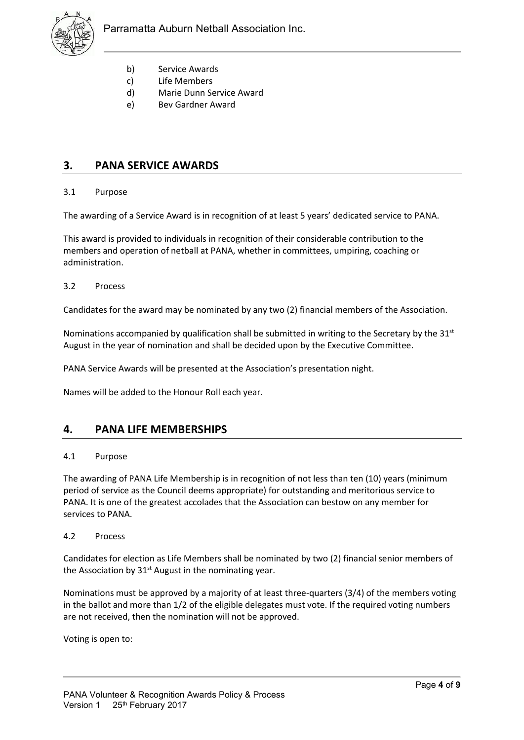b) Service Awards
c) Life Members
d) Marie Dunn Service Award
e) Bev Gardner Award

## 3. PANA SERVICE AWARDS

3.1 Purpose

The awarding of a Service Award is in recognition of at least 5 years' dedicated service to PANA.

This award is provided to individuals in recognition of their considerable contribution to the members and operation of netball at PANA, whether in committees, umpiring, coaching or administration.

3.2 Process

Candidates for the award may be nominated by any two (2) financial members of the Association.

Nominations accompanied by qualification shall be submitted in writing to the Secretary by the 31st August in the year of nomination and shall be decided upon by the Executive Committee.

PANA Service Awards will be presented at the Association's presentation night.

Names will be added to the Honour Roll each year.

## 4. PANA LIFE MEMBERSHIPS

4.1 Purpose

The awarding of PANA Life Membership is in recognition of not less than ten (10) years (minimum period of service as the Council deems appropriate) for outstanding and meritorious service to PANA. It is one of the greatest accolades that the Association can bestow on any member for services to PANA.

4.2 Process

Candidates for election as Life Members shall be nominated by two (2) financial senior members of the Association by 31st August in the nominating year.

Nominations must be approved by a majority of at least three-quarters (3/4) of the members voting in the ballot and more than 1/2 of the eligible delegates must vote. If the required voting numbers are not received, then the nomination will not be approved.

Voting is open to: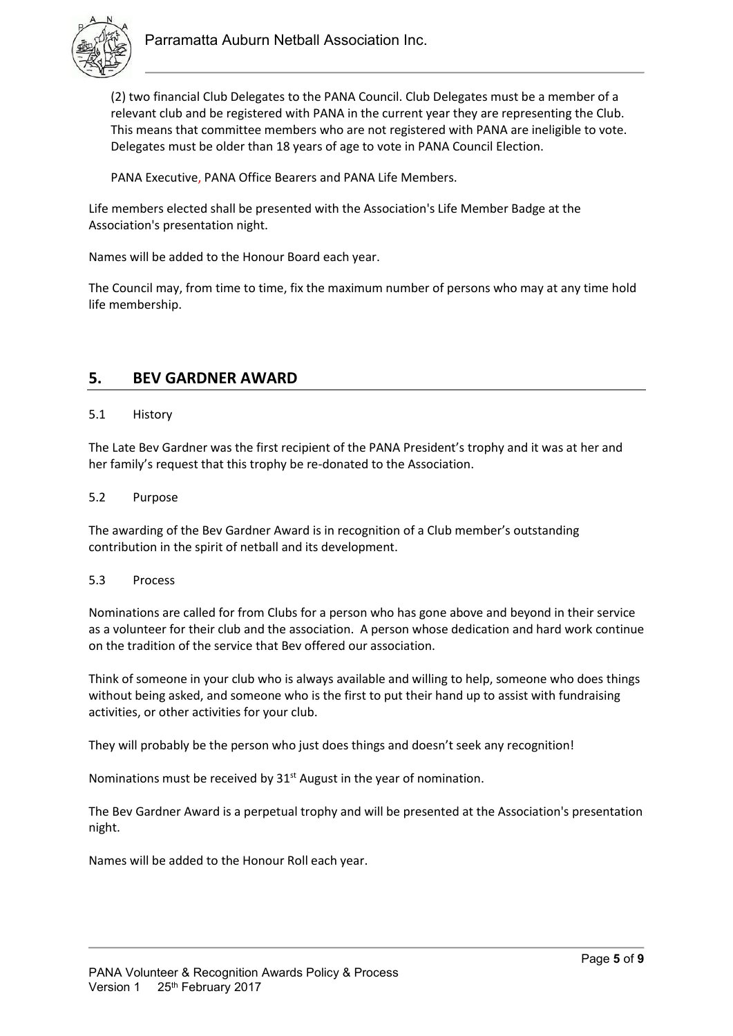(2) two financial Club Delegates to the PANA Council. Club Delegates must be a member of a relevant club and be registered with PANA in the current year they are representing the Club. This means that committee members who are not registered with PANA are ineligible to vote. Delegates must be older than 18 years of age to vote in PANA Council Election.

PANA Executive, PANA Office Bearers and PANA Life Members.

Life members elected shall be presented with the Association's Life Member Badge at the Association's presentation night.

Names will be added to the Honour Board each year.

The Council may, from time to time, fix the maximum number of persons who may at any time hold life membership.

## 5. BEV GARDNER AWARD

### 5.1 History

The Late Bev Gardner was the first recipient of the PANA President's trophy and it was at her and her family's request that this trophy be re-donated to the Association.

### 5.2 Purpose

The awarding of the Bev Gardner Award is in recognition of a Club member's outstanding contribution in the spirit of netball and its development.

### 5.3 Process

Nominations are called for from Clubs for a person who has gone above and beyond in their service as a volunteer for their club and the association. A person whose dedication and hard work continue on the tradition of the service that Bev offered our association.

Think of someone in your club who is always available and willing to help, someone who does things without being asked, and someone who is the first to put their hand up to assist with fundraising activities, or other activities for your club.

They will probably be the person who just does things and doesn't seek any recognition!

Nominations must be received by 31st August in the year of nomination.

The Bev Gardner Award is a perpetual trophy and will be presented at the Association's presentation night.

Names will be added to the Honour Roll each year.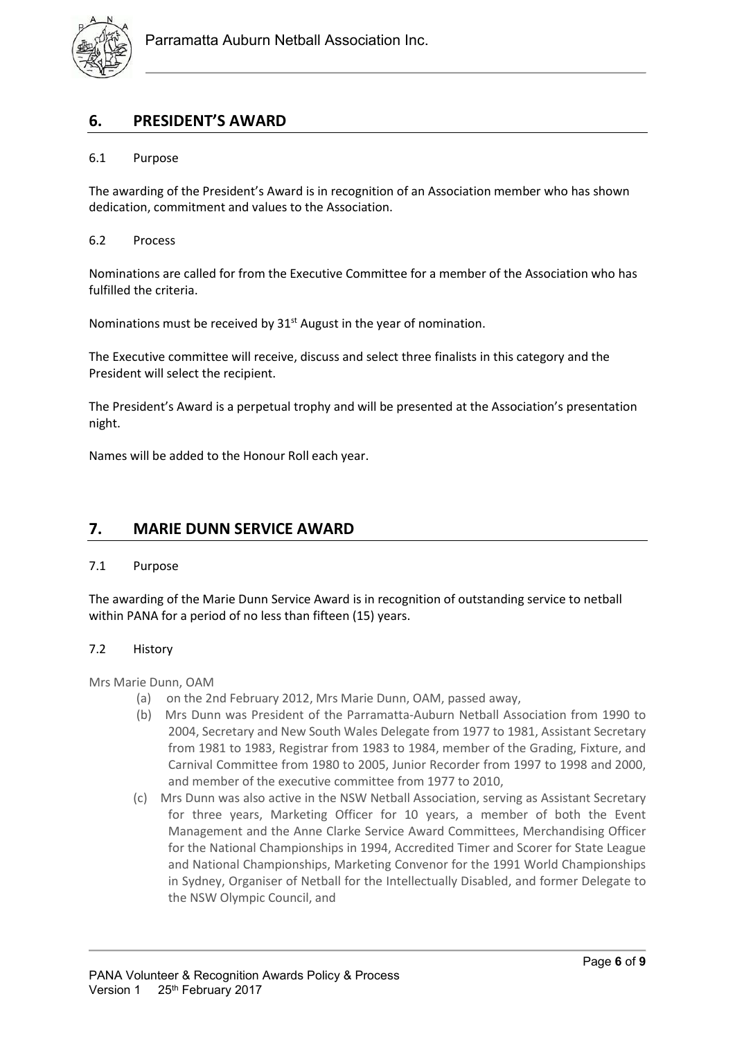## 6. PRESIDENT'S AWARD

### 6.1 Purpose

The awarding of the President's Award is in recognition of an Association member who has shown dedication, commitment and values to the Association.

### 6.2 Process

Nominations are called for from the Executive Committee for a member of the Association who has fulfilled the criteria.

Nominations must be received by 31st August in the year of nomination.

The Executive committee will receive, discuss and select three finalists in this category and the President will select the recipient.

The President's Award is a perpetual trophy and will be presented at the Association's presentation night.

Names will be added to the Honour Roll each year.

## 7. MARIE DUNN SERVICE AWARD

### 7.1 Purpose

The awarding of the Marie Dunn Service Award is in recognition of outstanding service to netball within PANA for a period of no less than fifteen (15) years.

### 7.2 History

Mrs Marie Dunn, OAM

(a) on the 2nd February 2012, Mrs Marie Dunn, OAM, passed away,

(b) Mrs Dunn was President of the Parramatta-Auburn Netball Association from 1990 to 2004, Secretary and New South Wales Delegate from 1977 to 1981, Assistant Secretary from 1981 to 1983, Registrar from 1983 to 1984, member of the Grading, Fixture, and Carnival Committee from 1980 to 2005, Junior Recorder from 1997 to 1998 and 2000, and member of the executive committee from 1977 to 2010,

(c) Mrs Dunn was also active in the NSW Netball Association, serving as Assistant Secretary for three years, Marketing Officer for 10 years, a member of both the Event Management and the Anne Clarke Service Award Committees, Merchandising Officer for the National Championships in 1994, Accredited Timer and Scorer for State League and National Championships, Marketing Convenor for the 1991 World Championships in Sydney, Organiser of Netball for the Intellectually Disabled, and former Delegate to the NSW Olympic Council, and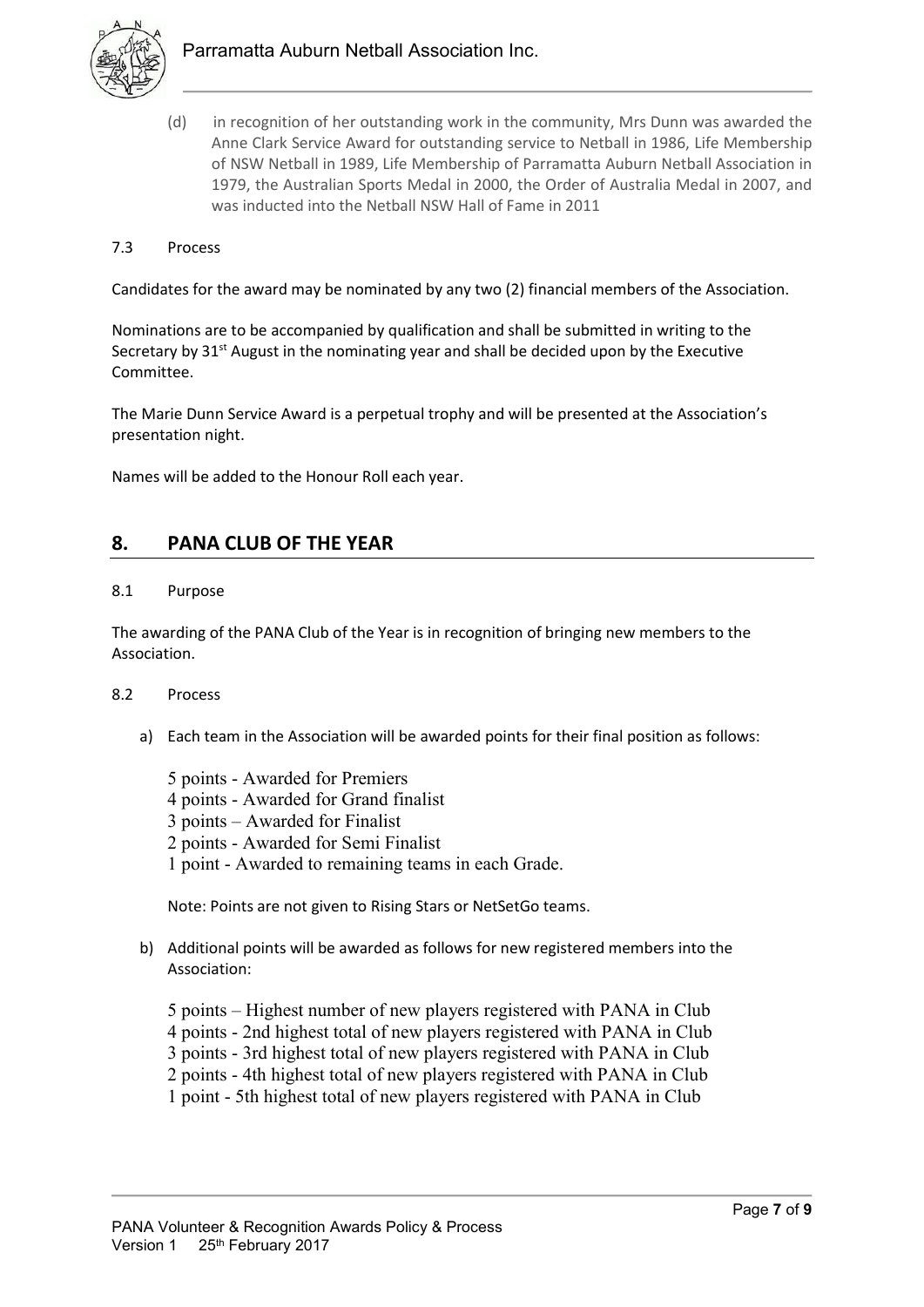(d) in recognition of her outstanding work in the community, Mrs Dunn was awarded the Anne Clark Service Award for outstanding service to Netball in 1986, Life Membership of NSW Netball in 1989, Life Membership of Parramatta Auburn Netball Association in 1979, the Australian Sports Medal in 2000, the Order of Australia Medal in 2007, and was inducted into the Netball NSW Hall of Fame in 2011

7.3 Process

Candidates for the award may be nominated by any two (2) financial members of the Association.

Nominations are to be accompanied by qualification and shall be submitted in writing to the Secretary by 31st August in the nominating year and shall be decided upon by the Executive Committee.

The Marie Dunn Service Award is a perpetual trophy and will be presented at the Association's presentation night.

Names will be added to the Honour Roll each year.

## 8. PANA CLUB OF THE YEAR

8.1 Purpose

The awarding of the PANA Club of the Year is in recognition of bringing new members to the Association.

8.2 Process

a) Each team in the Association will be awarded points for their final position as follows:

   5 points - Awarded for Premiers
   4 points - Awarded for Grand finalist
   3 points – Awarded for Finalist
   2 points - Awarded for Semi Finalist
   1 point - Awarded to remaining teams in each Grade.

   Note: Points are not given to Rising Stars or NetSetGo teams.

b) Additional points will be awarded as follows for new registered members into the Association:

   5 points – Highest number of new players registered with PANA in Club
   4 points - 2nd highest total of new players registered with PANA in Club
   3 points - 3rd highest total of new players registered with PANA in Club
   2 points - 4th highest total of new players registered with PANA in Club
   1 point - 5th highest total of new players registered with PANA in Club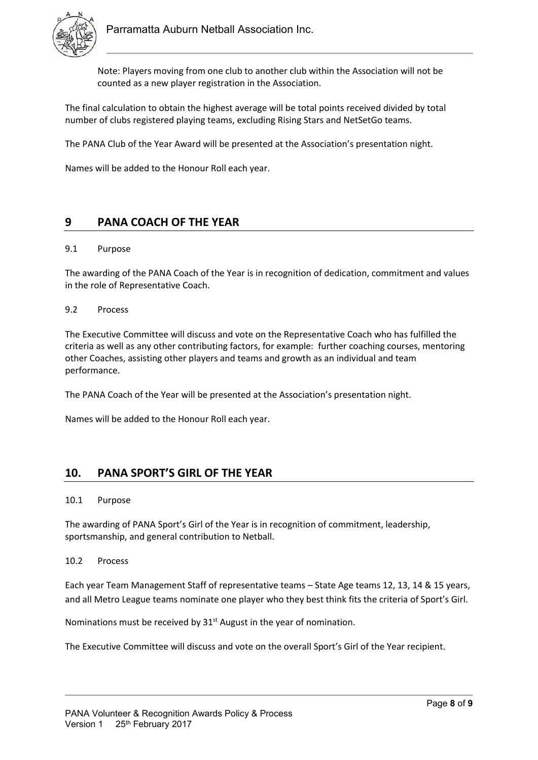Note: Players moving from one club to another club within the Association will not be counted as a new player registration in the Association.

The final calculation to obtain the highest average will be total points received divided by total number of clubs registered playing teams, excluding Rising Stars and NetSetGo teams.

The PANA Club of the Year Award will be presented at the Association's presentation night.

Names will be added to the Honour Roll each year.

## 9 PANA COACH OF THE YEAR

9.1 Purpose

The awarding of the PANA Coach of the Year is in recognition of dedication, commitment and values in the role of Representative Coach.

9.2 Process

The Executive Committee will discuss and vote on the Representative Coach who has fulfilled the criteria as well as any other contributing factors, for example: further coaching courses, mentoring other Coaches, assisting other players and teams and growth as an individual and team performance.

The PANA Coach of the Year will be presented at the Association's presentation night.

Names will be added to the Honour Roll each year.

## 10. PANA SPORT'S GIRL OF THE YEAR

10.1 Purpose

The awarding of PANA Sport's Girl of the Year is in recognition of commitment, leadership, sportsmanship, and general contribution to Netball.

10.2 Process

Each year Team Management Staff of representative teams – State Age teams 12, 13, 14 & 15 years, and all Metro League teams nominate one player who they best think fits the criteria of Sport's Girl.

Nominations must be received by 31st August in the year of nomination.

The Executive Committee will discuss and vote on the overall Sport's Girl of the Year recipient.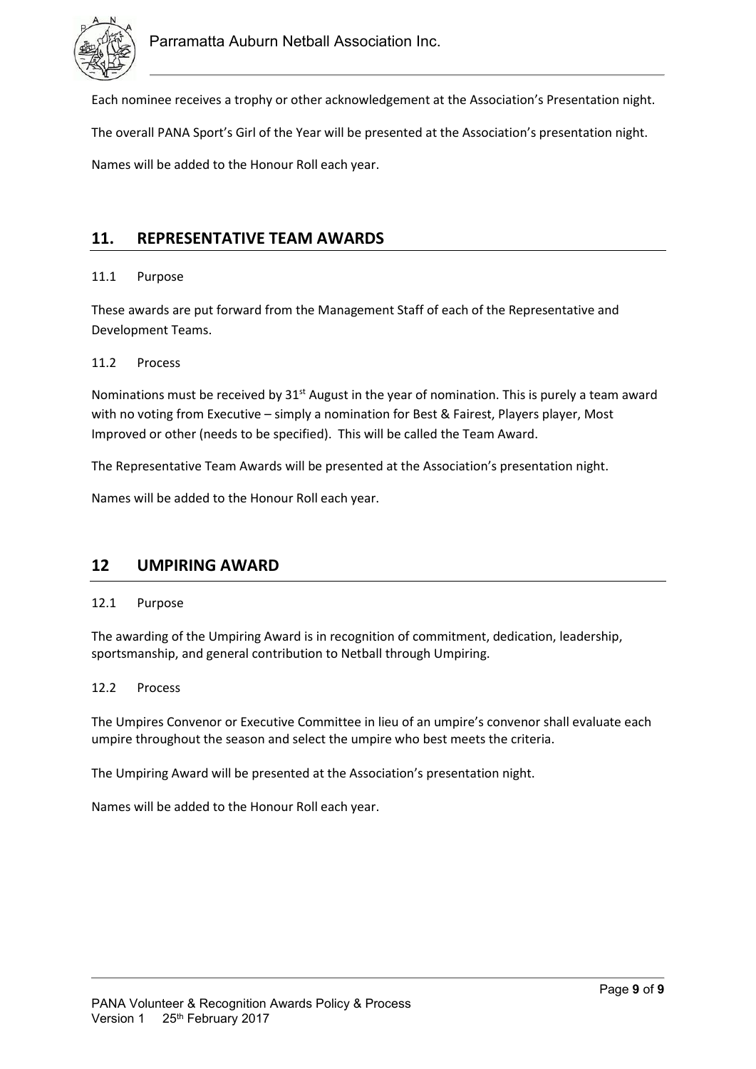Each nominee receives a trophy or other acknowledgement at the Association's Presentation night.

The overall PANA Sport's Girl of the Year will be presented at the Association's presentation night.

Names will be added to the Honour Roll each year.

## 11. REPRESENTATIVE TEAM AWARDS

### 11.1 Purpose

These awards are put forward from the Management Staff of each of the Representative and Development Teams.

### 11.2 Process

Nominations must be received by 31st August in the year of nomination. This is purely a team award with no voting from Executive – simply a nomination for Best & Fairest, Players player, Most Improved or other (needs to be specified). This will be called the Team Award.

The Representative Team Awards will be presented at the Association's presentation night.

Names will be added to the Honour Roll each year.

## 12 UMPIRING AWARD

### 12.1 Purpose

The awarding of the Umpiring Award is in recognition of commitment, dedication, leadership, sportsmanship, and general contribution to Netball through Umpiring.

### 12.2 Process

The Umpires Convenor or Executive Committee in lieu of an umpire's convenor shall evaluate each umpire throughout the season and select the umpire who best meets the criteria.

The Umpiring Award will be presented at the Association's presentation night.

Names will be added to the Honour Roll each year.